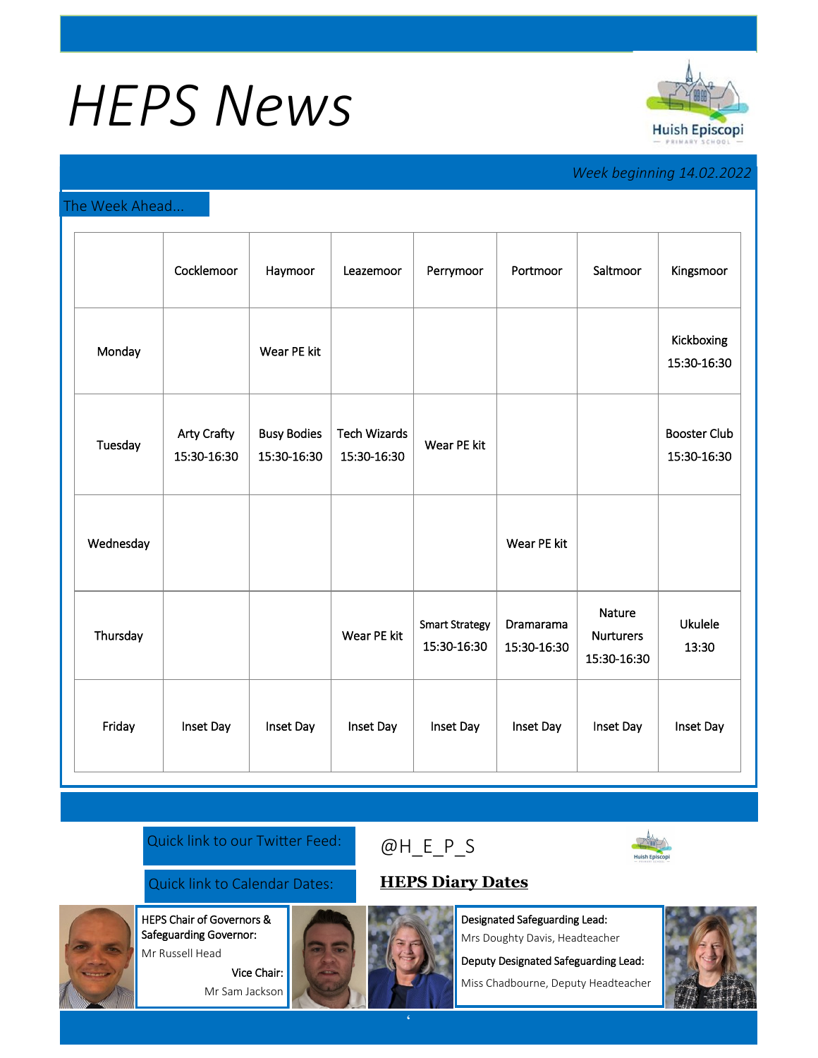# HEPS News

*Week beginning 14.02.2022*

## The Week Ahead...

| | Cocklemoor | Haymoor | Leazemoor | Perrymoor | Portmoor | Saltmoor | Kingsmoor |
|---|---|---|---|---|---|---|---|
| Monday | | Wear PE kit | | | | | Kickboxing 15:30-16:30 |
| Tuesday | Arty Crafty 15:30-16:30 | Busy Bodies 15:30-16:30 | Tech Wizards 15:30-16:30 | Wear PE kit | | | Booster Club 15:30-16:30 |
| Wednesday | | | | | Wear PE kit | | |
| Thursday | | | Wear PE kit | Smart Strategy 15:30-16:30 | Dramarama 15:30-16:30 | Nature Nurturers 15:30-16:30 | Ukulele 13:30 |
| Friday | Inset Day | Inset Day | Inset Day | Inset Day | Inset Day | Inset Day | Inset Day |

Quick link to our Twitter Feed: @H_E_P_S

Quick link to Calendar Dates: **HEPS Diary Dates**

**HEPS Chair of Governors & Safeguarding Governor:**
Mr Russell Head

**Vice Chair:**
Mr Sam Jackson

**Designated Safeguarding Lead:**
Mrs Doughty Davis, Headteacher

**Deputy Designated Safeguarding Lead:**
Miss Chadbourne, Deputy Headteacher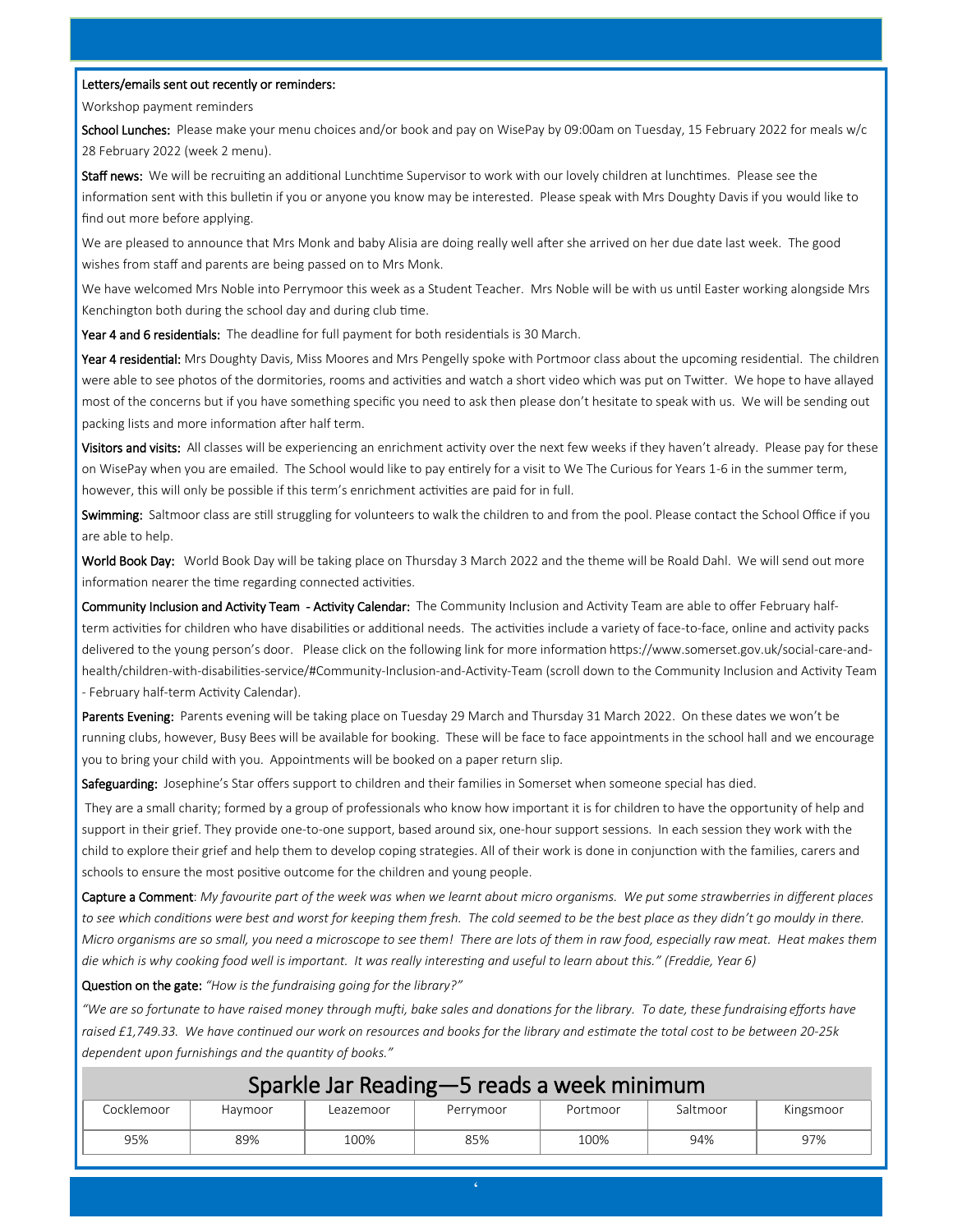**Letters/emails sent out recently or reminders:**

Workshop payment reminders

**School Lunches:** Please make your menu choices and/or book and pay on WisePay by 09:00am on Tuesday, 15 February 2022 for meals w/c 28 February 2022 (week 2 menu).

**Staff news:** We will be recruiting an additional Lunchtime Supervisor to work with our lovely children at lunchtimes. Please see the information sent with this bulletin if you or anyone you know may be interested. Please speak with Mrs Doughty Davis if you would like to find out more before applying.

We are pleased to announce that Mrs Monk and baby Alisia are doing really well after she arrived on her due date last week. The good wishes from staff and parents are being passed on to Mrs Monk.

We have welcomed Mrs Noble into Perrymoor this week as a Student Teacher. Mrs Noble will be with us until Easter working alongside Mrs Kenchington both during the school day and during club time.

**Year 4 and 6 residentials:** The deadline for full payment for both residentials is 30 March.

**Year 4 residential:** Mrs Doughty Davis, Miss Moores and Mrs Pengelly spoke with Portmoor class about the upcoming residential. The children were able to see photos of the dormitories, rooms and activities and watch a short video which was put on Twitter. We hope to have allayed most of the concerns but if you have something specific you need to ask then please don't hesitate to speak with us. We will be sending out packing lists and more information after half term.

**Visitors and visits:** All classes will be experiencing an enrichment activity over the next few weeks if they haven't already. Please pay for these on WisePay when you are emailed. The School would like to pay entirely for a visit to We The Curious for Years 1-6 in the summer term, however, this will only be possible if this term's enrichment activities are paid for in full.

**Swimming:** Saltmoor class are still struggling for volunteers to walk the children to and from the pool. Please contact the School Office if you are able to help.

**World Book Day:** World Book Day will be taking place on Thursday 3 March 2022 and the theme will be Roald Dahl. We will send out more information nearer the time regarding connected activities.

**Community Inclusion and Activity Team - Activity Calendar:** The Community Inclusion and Activity Team are able to offer February half-term activities for children who have disabilities or additional needs. The activities include a variety of face-to-face, online and activity packs delivered to the young person's door. Please click on the following link for more information https://www.somerset.gov.uk/social-care-and-health/children-with-disabilities-service/#Community-Inclusion-and-Activity-Team (scroll down to the Community Inclusion and Activity Team - February half-term Activity Calendar).

**Parents Evening:** Parents evening will be taking place on Tuesday 29 March and Thursday 31 March 2022. On these dates we won't be running clubs, however, Busy Bees will be available for booking. These will be face to face appointments in the school hall and we encourage you to bring your child with you. Appointments will be booked on a paper return slip.

**Safeguarding:** Josephine's Star offers support to children and their families in Somerset when someone special has died.

They are a small charity; formed by a group of professionals who know how important it is for children to have the opportunity of help and support in their grief. They provide one-to-one support, based around six, one-hour support sessions. In each session they work with the child to explore their grief and help them to develop coping strategies. All of their work is done in conjunction with the families, carers and schools to ensure the most positive outcome for the children and young people.

**Capture a Comment**: *My favourite part of the week was when we learnt about micro organisms. We put some strawberries in different places to see which conditions were best and worst for keeping them fresh. The cold seemed to be the best place as they didn't go mouldy in there. Micro organisms are so small, you need a microscope to see them! There are lots of them in raw food, especially raw meat. Heat makes them die which is why cooking food well is important. It was really interesting and useful to learn about this." (Freddie, Year 6)*

**Question on the gate:** *"How is the fundraising going for the library?"*

*"We are so fortunate to have raised money through mufti, bake sales and donations for the library. To date, these fundraising efforts have raised £1,749.33. We have continued our work on resources and books for the library and estimate the total cost to be between 20-25k dependent upon furnishings and the quantity of books."*

## Sparkle Jar Reading—5 reads a week minimum

| Cocklemoor | Haymoor | Leazemoor | Perrymoor | Portmoor | Saltmoor | Kingsmoor |
|---|---|---|---|---|---|---|
| 95% | 89% | 100% | 85% | 100% | 94% | 97% |